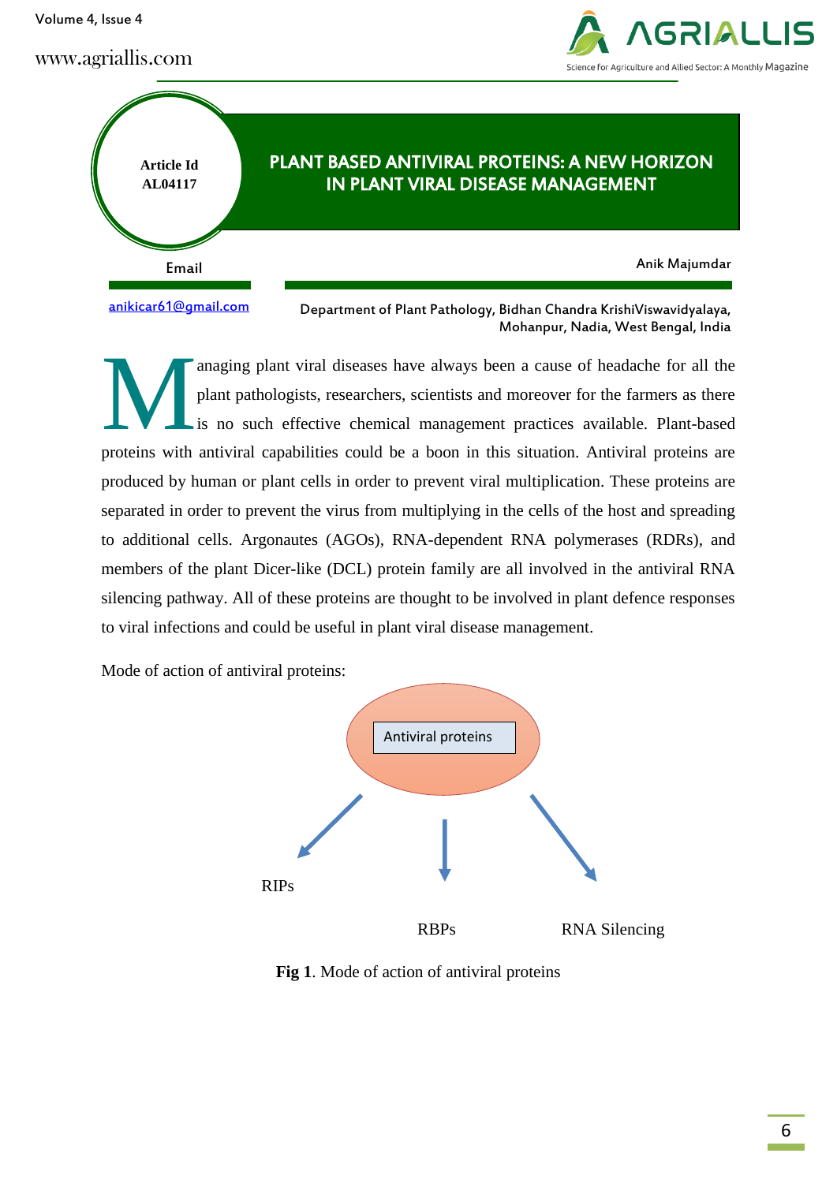Article Id AL04117

# PLANT BASED ANTIVIRAL PROTEINS: A NEW HORIZON IN PLANT VIRAL DISEASE MANAGEMENT

Email

anikicar61@gmail.com

Anik Majumdar

Department of Plant Pathology, Bidhan Chandra KrishiViswavidyalaya, Mohanpur, Nadia, West Bengal, India

Managing plant viral diseases have always been a cause of headache for all the plant pathologists, researchers, scientists and moreover for the farmers as there is no such effective chemical management practices available. Plant-based proteins with antiviral capabilities could be a boon in this situation. Antiviral proteins are produced by human or plant cells in order to prevent viral multiplication. These proteins are separated in order to prevent the virus from multiplying in the cells of the host and spreading to additional cells. Argonautes (AGOs), RNA-dependent RNA polymerases (RDRs), and members of the plant Dicer-like (DCL) protein family are all involved in the antiviral RNA silencing pathway. All of these proteins are thought to be involved in plant defence responses to viral infections and could be useful in plant viral disease management.

Mode of action of antiviral proteins:

Antiviral proteins

RIPs

RBPs

RNA Silencing

**Fig 1**. Mode of action of antiviral proteins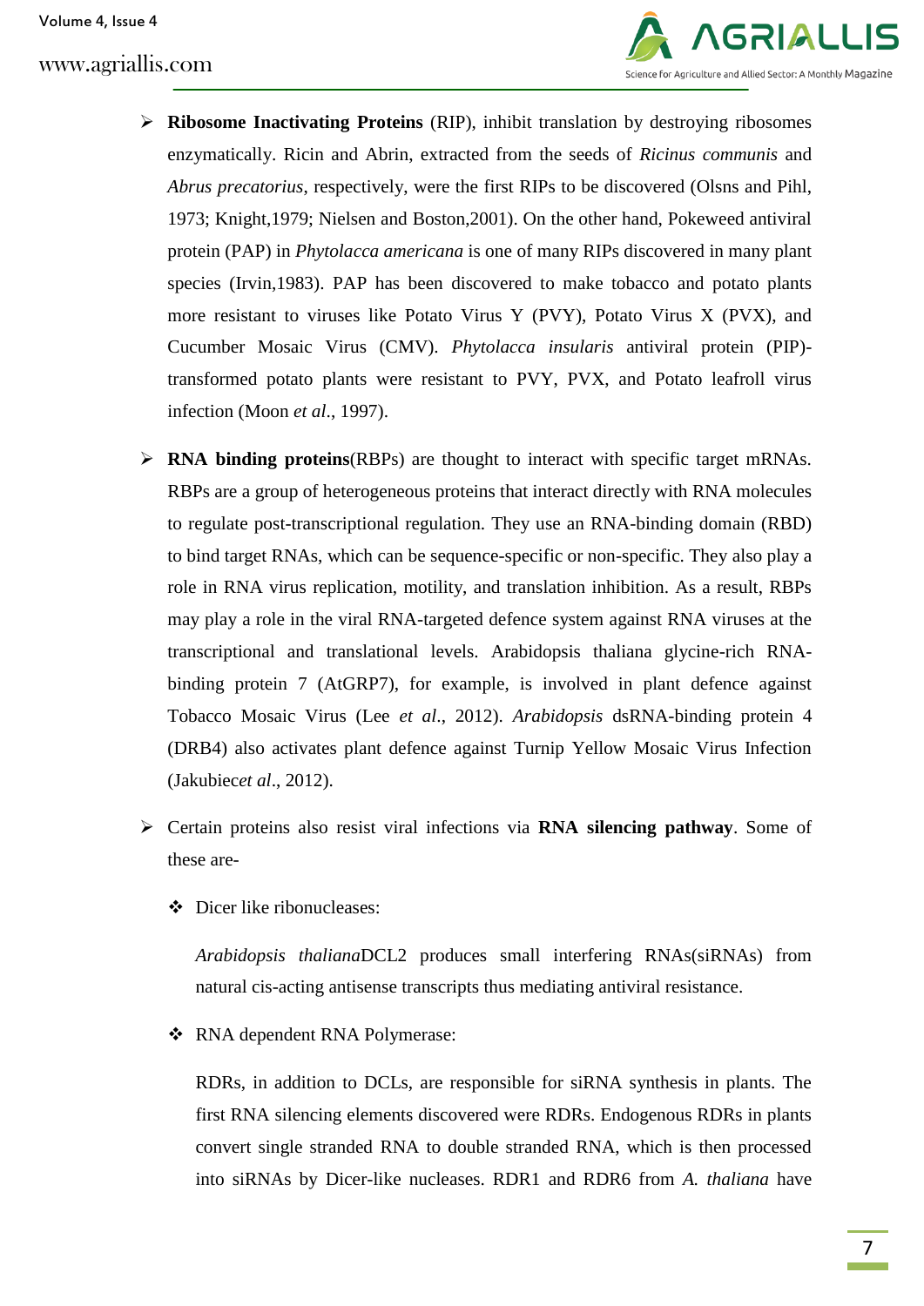- **Ribosome Inactivating Proteins** (RIP), inhibit translation by destroying ribosomes enzymatically. Ricin and Abrin, extracted from the seeds of *Ricinus communis* and *Abrus precatorius*, respectively, were the first RIPs to be discovered (Olsns and Pihl, 1973; Knight,1979; Nielsen and Boston,2001). On the other hand, Pokeweed antiviral protein (PAP) in *Phytolacca americana* is one of many RIPs discovered in many plant species (Irvin,1983). PAP has been discovered to make tobacco and potato plants more resistant to viruses like Potato Virus Y (PVY), Potato Virus X (PVX), and Cucumber Mosaic Virus (CMV). *Phytolacca insularis* antiviral protein (PIP)-transformed potato plants were resistant to PVY, PVX, and Potato leafroll virus infection (Moon *et al*., 1997).

- **RNA binding proteins**(RBPs) are thought to interact with specific target mRNAs. RBPs are a group of heterogeneous proteins that interact directly with RNA molecules to regulate post-transcriptional regulation. They use an RNA-binding domain (RBD) to bind target RNAs, which can be sequence-specific or non-specific. They also play a role in RNA virus replication, motility, and translation inhibition. As a result, RBPs may play a role in the viral RNA-targeted defence system against RNA viruses at the transcriptional and translational levels. Arabidopsis thaliana glycine-rich RNA-binding protein 7 (AtGRP7), for example, is involved in plant defence against Tobacco Mosaic Virus (Lee *et al*., 2012). *Arabidopsis* dsRNA-binding protein 4 (DRB4) also activates plant defence against Turnip Yellow Mosaic Virus Infection (Jakubiec*et al*., 2012).

- Certain proteins also resist viral infections via **RNA silencing pathway**. Some of these are-

  - Dicer like ribonucleases:

    *Arabidopsis thaliana*DCL2 produces small interfering RNAs(siRNAs) from natural cis-acting antisense transcripts thus mediating antiviral resistance.

  - RNA dependent RNA Polymerase:

    RDRs, in addition to DCLs, are responsible for siRNA synthesis in plants. The first RNA silencing elements discovered were RDRs. Endogenous RDRs in plants convert single stranded RNA to double stranded RNA, which is then processed into siRNAs by Dicer-like nucleases. RDR1 and RDR6 from *A. thaliana* have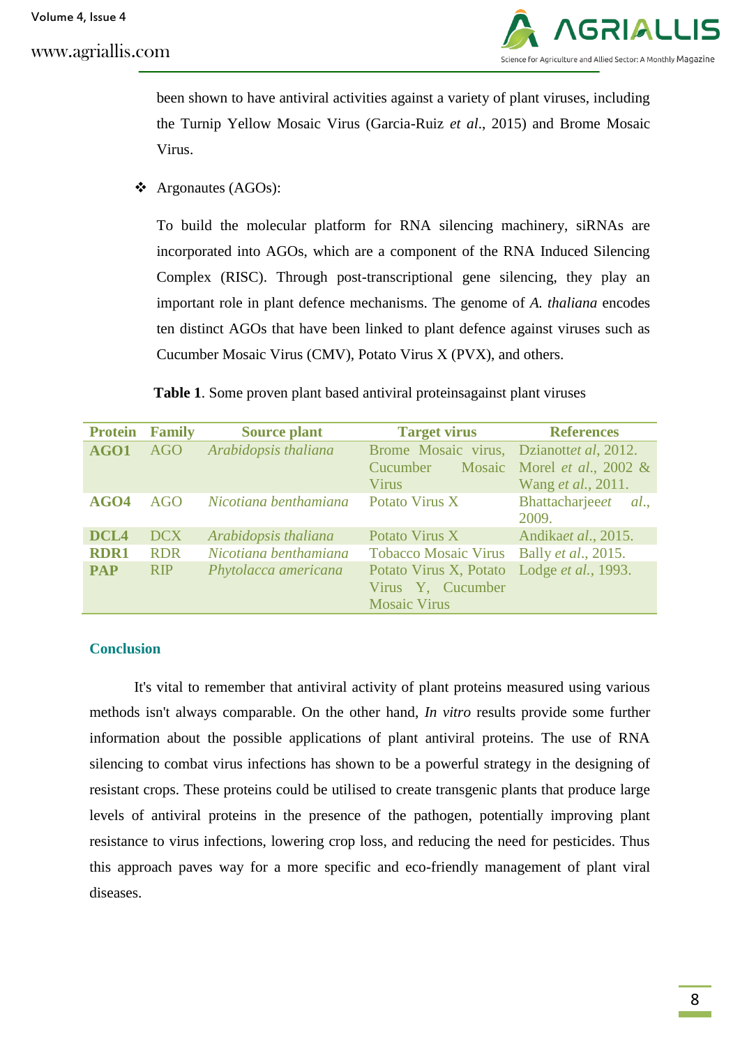been shown to have antiviral activities against a variety of plant viruses, including the Turnip Yellow Mosaic Virus (Garcia-Ruiz *et al*., 2015) and Brome Mosaic Virus.

- Argonautes (AGOs):

To build the molecular platform for RNA silencing machinery, siRNAs are incorporated into AGOs, which are a component of the RNA Induced Silencing Complex (RISC). Through post-transcriptional gene silencing, they play an important role in plant defence mechanisms. The genome of *A. thaliana* encodes ten distinct AGOs that have been linked to plant defence against viruses such as Cucumber Mosaic Virus (CMV), Potato Virus X (PVX), and others.

**Table 1**. Some proven plant based antiviral proteinsagainst plant viruses

| Protein | Family | Source plant | Target virus | References |
|---|---|---|---|---|
| **AGO1** | AGO | *Arabidopsis thaliana* | Brome Mosaic virus, Cucumber Mosaic Virus | Dzianott*et al*, 2012. Morel *et al*., 2002 & Wang *et al*., 2011. |
| **AGO4** | AGO | *Nicotiana benthamiana* | Potato Virus X | Bhattacharjee*et al*., 2009. |
| **DCL4** | DCX | *Arabidopsis thaliana* | Potato Virus X | Andika*et al*., 2015. |
| **RDR1** | RDR | *Nicotiana benthamiana* | Tobacco Mosaic Virus | Bally *et al*., 2015. |
| **PAP** | RIP | *Phytolacca americana* | Potato Virus X, Potato Virus Y, Cucumber Mosaic Virus | Lodge *et al*., 1993. |

## Conclusion

It's vital to remember that antiviral activity of plant proteins measured using various methods isn't always comparable. On the other hand, *In vitro* results provide some further information about the possible applications of plant antiviral proteins. The use of RNA silencing to combat virus infections has shown to be a powerful strategy in the designing of resistant crops. These proteins could be utilised to create transgenic plants that produce large levels of antiviral proteins in the presence of the pathogen, potentially improving plant resistance to virus infections, lowering crop loss, and reducing the need for pesticides. Thus this approach paves way for a more specific and eco-friendly management of plant viral diseases.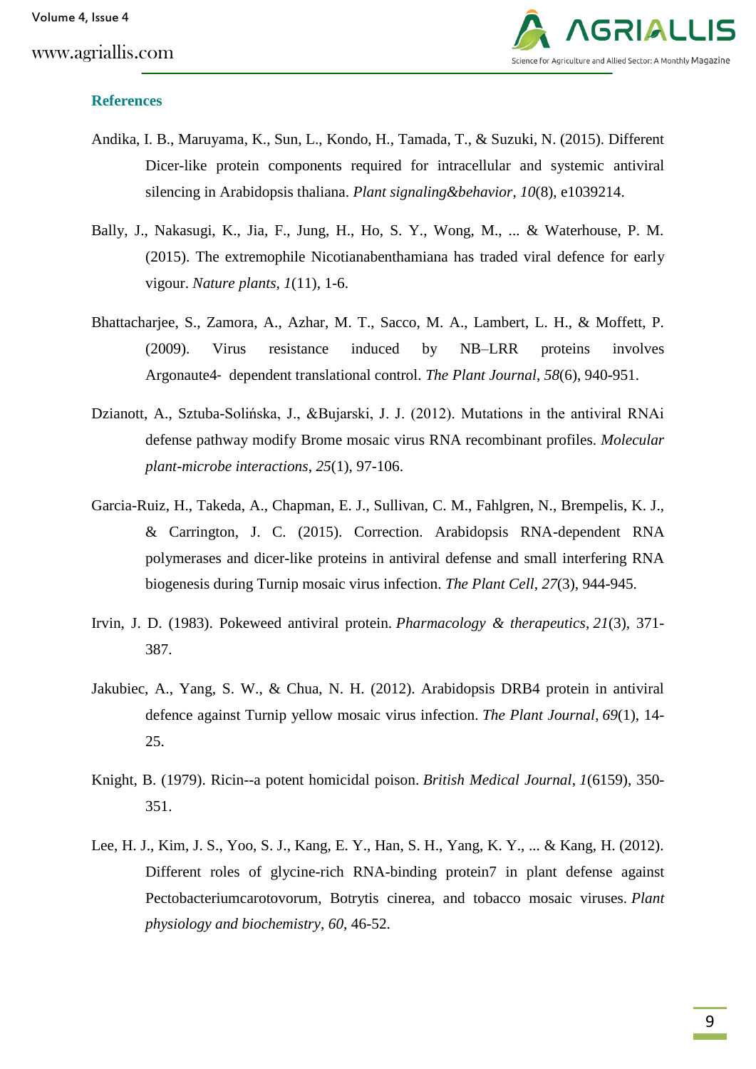## References

Andika, I. B., Maruyama, K., Sun, L., Kondo, H., Tamada, T., & Suzuki, N. (2015). Different Dicer-like protein components required for intracellular and systemic antiviral silencing in Arabidopsis thaliana. *Plant signaling&behavior*, *10*(8), e1039214.

Bally, J., Nakasugi, K., Jia, F., Jung, H., Ho, S. Y., Wong, M., ... & Waterhouse, P. M. (2015). The extremophile Nicotianabenthamiana has traded viral defence for early vigour. *Nature plants*, *1*(11), 1-6.

Bhattacharjee, S., Zamora, A., Azhar, M. T., Sacco, M. A., Lambert, L. H., & Moffett, P. (2009). Virus resistance induced by NB–LRR proteins involves Argonaute4- dependent translational control. *The Plant Journal*, *58*(6), 940-951.

Dzianott, A., Sztuba-Solińska, J., &Bujarski, J. J. (2012). Mutations in the antiviral RNAi defense pathway modify Brome mosaic virus RNA recombinant profiles. *Molecular plant-microbe interactions*, *25*(1), 97-106.

Garcia-Ruiz, H., Takeda, A., Chapman, E. J., Sullivan, C. M., Fahlgren, N., Brempelis, K. J., & Carrington, J. C. (2015). Correction. Arabidopsis RNA-dependent RNA polymerases and dicer-like proteins in antiviral defense and small interfering RNA biogenesis during Turnip mosaic virus infection. *The Plant Cell*, *27*(3), 944-945.

Irvin, J. D. (1983). Pokeweed antiviral protein. *Pharmacology & therapeutics*, *21*(3), 371-387.

Jakubiec, A., Yang, S. W., & Chua, N. H. (2012). Arabidopsis DRB4 protein in antiviral defence against Turnip yellow mosaic virus infection. *The Plant Journal*, *69*(1), 14-25.

Knight, B. (1979). Ricin--a potent homicidal poison. *British Medical Journal*, *1*(6159), 350-351.

Lee, H. J., Kim, J. S., Yoo, S. J., Kang, E. Y., Han, S. H., Yang, K. Y., ... & Kang, H. (2012). Different roles of glycine-rich RNA-binding protein7 in plant defense against Pectobacteriumcarotovorum, Botrytis cinerea, and tobacco mosaic viruses. *Plant physiology and biochemistry*, *60*, 46-52.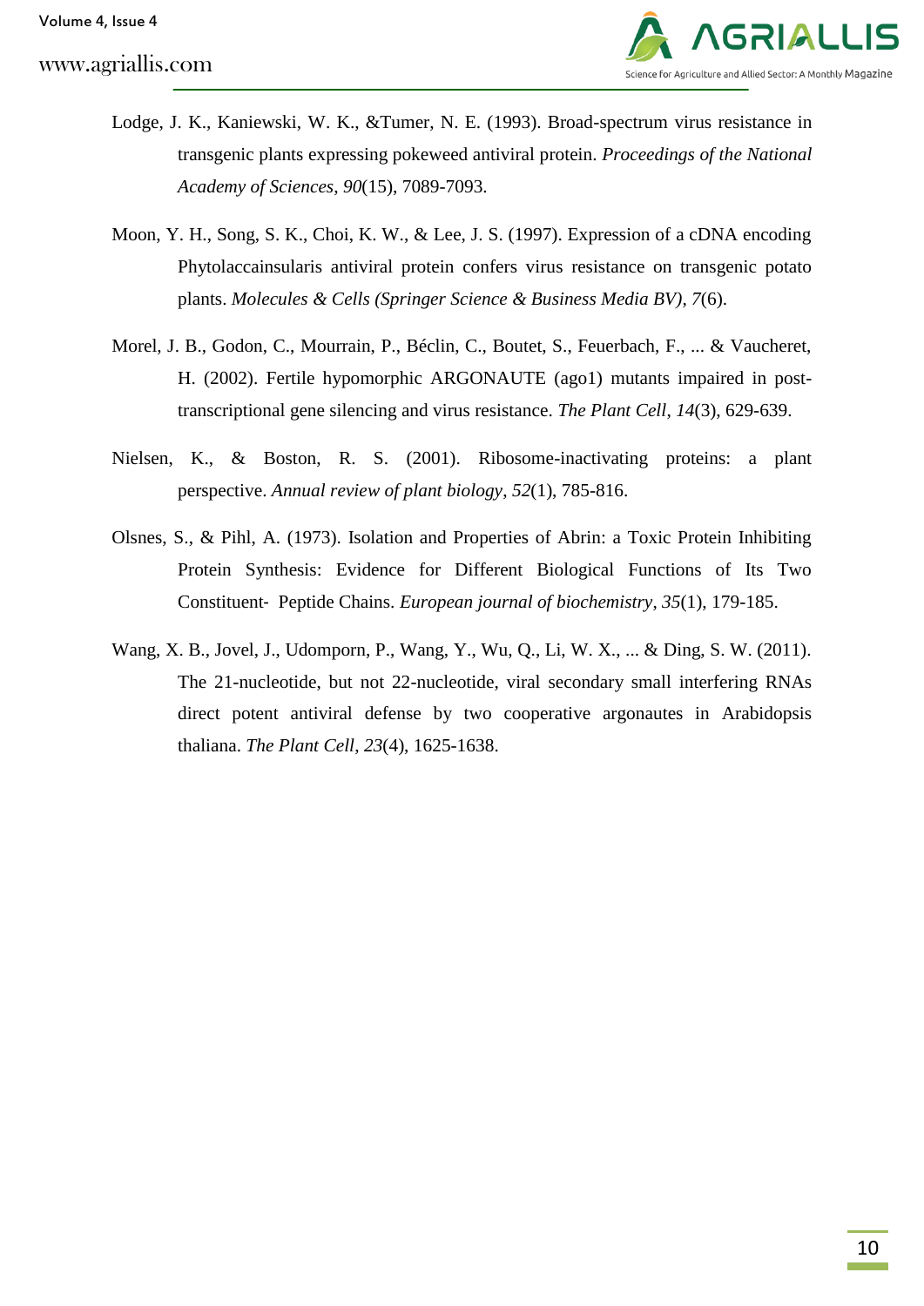Lodge, J. K., Kaniewski, W. K., &Tumer, N. E. (1993). Broad-spectrum virus resistance in transgenic plants expressing pokeweed antiviral protein. *Proceedings of the National Academy of Sciences*, *90*(15), 7089-7093.

Moon, Y. H., Song, S. K., Choi, K. W., & Lee, J. S. (1997). Expression of a cDNA encoding Phytolaccainsularis antiviral protein confers virus resistance on transgenic potato plants. *Molecules & Cells (Springer Science & Business Media BV)*, *7*(6).

Morel, J. B., Godon, C., Mourrain, P., Béclin, C., Boutet, S., Feuerbach, F., ... & Vaucheret, H. (2002). Fertile hypomorphic ARGONAUTE (ago1) mutants impaired in post-transcriptional gene silencing and virus resistance. *The Plant Cell*, *14*(3), 629-639.

Nielsen, K., & Boston, R. S. (2001). Ribosome-inactivating proteins: a plant perspective. *Annual review of plant biology*, *52*(1), 785-816.

Olsnes, S., & Pihl, A. (1973). Isolation and Properties of Abrin: a Toxic Protein Inhibiting Protein Synthesis: Evidence for Different Biological Functions of Its Two Constituent- Peptide Chains. *European journal of biochemistry*, *35*(1), 179-185.

Wang, X. B., Jovel, J., Udomporn, P., Wang, Y., Wu, Q., Li, W. X., ... & Ding, S. W. (2011). The 21-nucleotide, but not 22-nucleotide, viral secondary small interfering RNAs direct potent antiviral defense by two cooperative argonautes in Arabidopsis thaliana. *The Plant Cell*, *23*(4), 1625-1638.